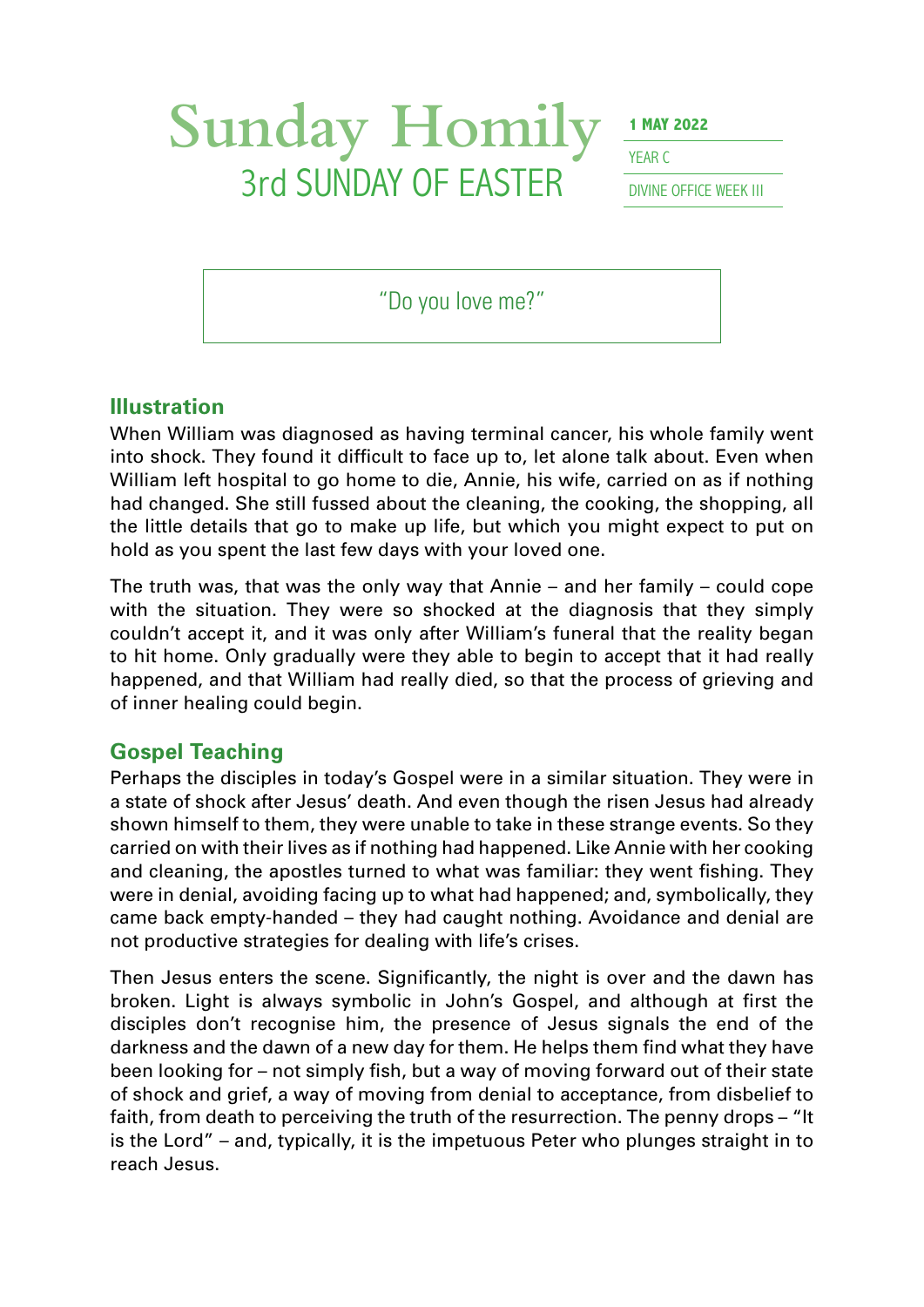# Sunday Homily
## 3rd SUNDAY OF EASTER

**1 MAY 2022**

YEAR C

DIVINE OFFICE WEEK III

"Do you love me?"

## Illustration

When William was diagnosed as having terminal cancer, his whole family went into shock. They found it difficult to face up to, let alone talk about. Even when William left hospital to go home to die, Annie, his wife, carried on as if nothing had changed. She still fussed about the cleaning, the cooking, the shopping, all the little details that go to make up life, but which you might expect to put on hold as you spent the last few days with your loved one.

The truth was, that was the only way that Annie – and her family – could cope with the situation. They were so shocked at the diagnosis that they simply couldn't accept it, and it was only after William's funeral that the reality began to hit home. Only gradually were they able to begin to accept that it had really happened, and that William had really died, so that the process of grieving and of inner healing could begin.

## Gospel Teaching

Perhaps the disciples in today's Gospel were in a similar situation. They were in a state of shock after Jesus' death. And even though the risen Jesus had already shown himself to them, they were unable to take in these strange events. So they carried on with their lives as if nothing had happened. Like Annie with her cooking and cleaning, the apostles turned to what was familiar: they went fishing. They were in denial, avoiding facing up to what had happened; and, symbolically, they came back empty-handed – they had caught nothing. Avoidance and denial are not productive strategies for dealing with life's crises.

Then Jesus enters the scene. Significantly, the night is over and the dawn has broken. Light is always symbolic in John's Gospel, and although at first the disciples don't recognise him, the presence of Jesus signals the end of the darkness and the dawn of a new day for them. He helps them find what they have been looking for – not simply fish, but a way of moving forward out of their state of shock and grief, a way of moving from denial to acceptance, from disbelief to faith, from death to perceiving the truth of the resurrection. The penny drops – "It is the Lord" – and, typically, it is the impetuous Peter who plunges straight in to reach Jesus.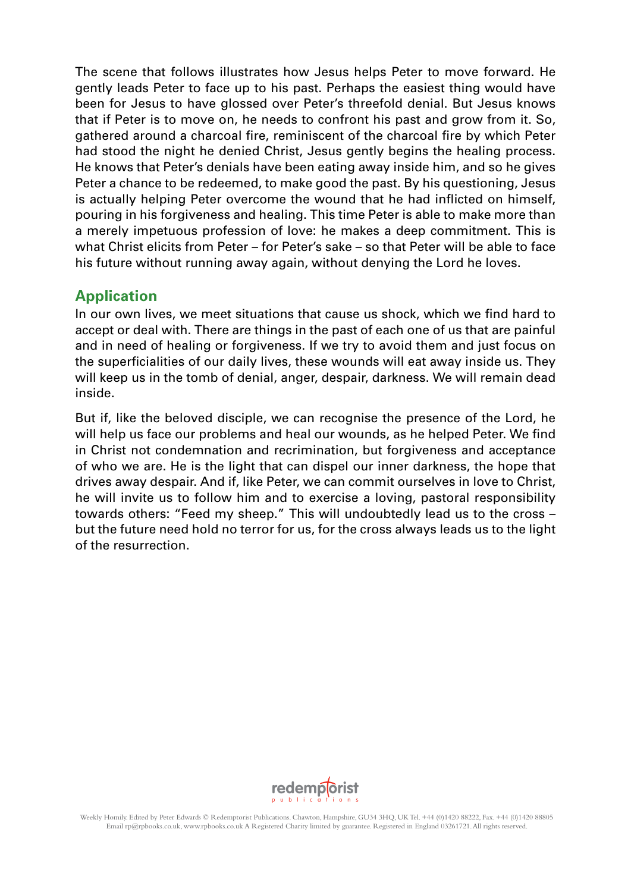The scene that follows illustrates how Jesus helps Peter to move forward. He gently leads Peter to face up to his past. Perhaps the easiest thing would have been for Jesus to have glossed over Peter's threefold denial. But Jesus knows that if Peter is to move on, he needs to confront his past and grow from it. So, gathered around a charcoal fire, reminiscent of the charcoal fire by which Peter had stood the night he denied Christ, Jesus gently begins the healing process. He knows that Peter's denials have been eating away inside him, and so he gives Peter a chance to be redeemed, to make good the past. By his questioning, Jesus is actually helping Peter overcome the wound that he had inflicted on himself, pouring in his forgiveness and healing. This time Peter is able to make more than a merely impetuous profession of love: he makes a deep commitment. This is what Christ elicits from Peter – for Peter's sake – so that Peter will be able to face his future without running away again, without denying the Lord he loves.

## Application

In our own lives, we meet situations that cause us shock, which we find hard to accept or deal with. There are things in the past of each one of us that are painful and in need of healing or forgiveness. If we try to avoid them and just focus on the superficialities of our daily lives, these wounds will eat away inside us. They will keep us in the tomb of denial, anger, despair, darkness. We will remain dead inside.

But if, like the beloved disciple, we can recognise the presence of the Lord, he will help us face our problems and heal our wounds, as he helped Peter. We find in Christ not condemnation and recrimination, but forgiveness and acceptance of who we are. He is the light that can dispel our inner darkness, the hope that drives away despair. And if, like Peter, we can commit ourselves in love to Christ, he will invite us to follow him and to exercise a loving, pastoral responsibility towards others: "Feed my sheep." This will undoubtedly lead us to the cross – but the future need hold no terror for us, for the cross always leads us to the light of the resurrection.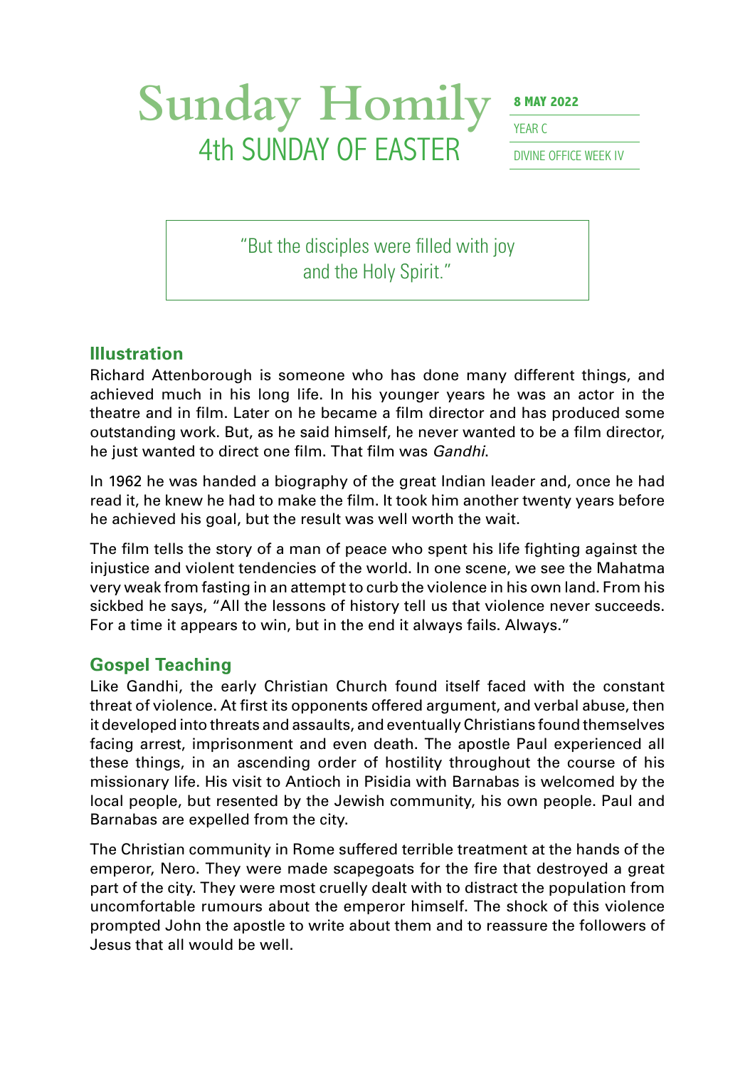# Sunday Homily

## 4th SUNDAY OF EASTER

**8 MAY 2022**

YEAR C

DIVINE OFFICE WEEK IV

> "But the disciples were filled with joy
> and the Holy Spirit."

## Illustration

Richard Attenborough is someone who has done many different things, and achieved much in his long life. In his younger years he was an actor in the theatre and in film. Later on he became a film director and has produced some outstanding work. But, as he said himself, he never wanted to be a film director, he just wanted to direct one film. That film was *Gandhi*.

In 1962 he was handed a biography of the great Indian leader and, once he had read it, he knew he had to make the film. It took him another twenty years before he achieved his goal, but the result was well worth the wait.

The film tells the story of a man of peace who spent his life fighting against the injustice and violent tendencies of the world. In one scene, we see the Mahatma very weak from fasting in an attempt to curb the violence in his own land. From his sickbed he says, "All the lessons of history tell us that violence never succeeds. For a time it appears to win, but in the end it always fails. Always."

## Gospel Teaching

Like Gandhi, the early Christian Church found itself faced with the constant threat of violence. At first its opponents offered argument, and verbal abuse, then it developed into threats and assaults, and eventually Christians found themselves facing arrest, imprisonment and even death. The apostle Paul experienced all these things, in an ascending order of hostility throughout the course of his missionary life. His visit to Antioch in Pisidia with Barnabas is welcomed by the local people, but resented by the Jewish community, his own people. Paul and Barnabas are expelled from the city.

The Christian community in Rome suffered terrible treatment at the hands of the emperor, Nero. They were made scapegoats for the fire that destroyed a great part of the city. They were most cruelly dealt with to distract the population from uncomfortable rumours about the emperor himself. The shock of this violence prompted John the apostle to write about them and to reassure the followers of Jesus that all would be well.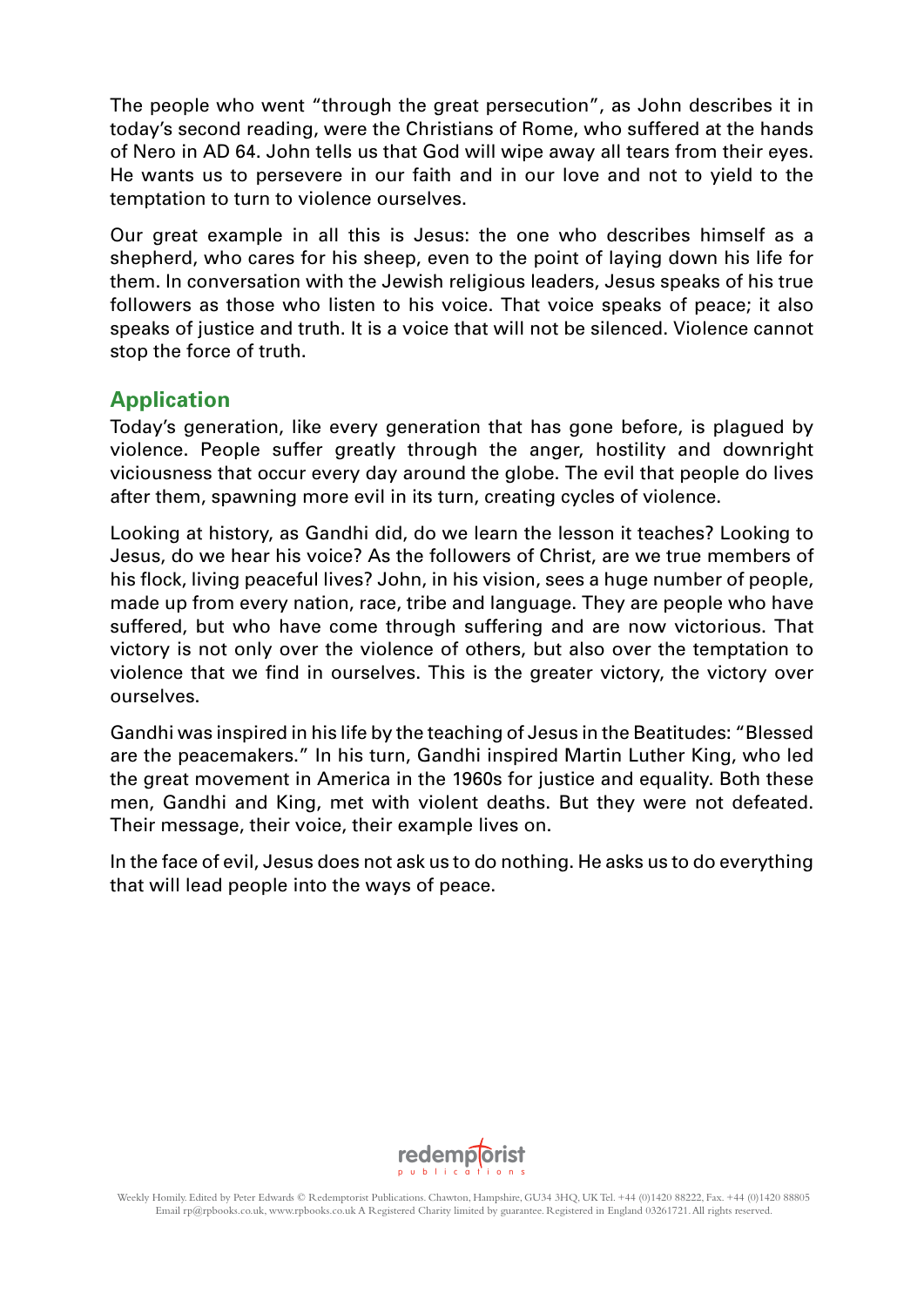The people who went "through the great persecution", as John describes it in today's second reading, were the Christians of Rome, who suffered at the hands of Nero in AD 64. John tells us that God will wipe away all tears from their eyes. He wants us to persevere in our faith and in our love and not to yield to the temptation to turn to violence ourselves.

Our great example in all this is Jesus: the one who describes himself as a shepherd, who cares for his sheep, even to the point of laying down his life for them. In conversation with the Jewish religious leaders, Jesus speaks of his true followers as those who listen to his voice. That voice speaks of peace; it also speaks of justice and truth. It is a voice that will not be silenced. Violence cannot stop the force of truth.

## Application

Today's generation, like every generation that has gone before, is plagued by violence. People suffer greatly through the anger, hostility and downright viciousness that occur every day around the globe. The evil that people do lives after them, spawning more evil in its turn, creating cycles of violence.

Looking at history, as Gandhi did, do we learn the lesson it teaches? Looking to Jesus, do we hear his voice? As the followers of Christ, are we true members of his flock, living peaceful lives? John, in his vision, sees a huge number of people, made up from every nation, race, tribe and language. They are people who have suffered, but who have come through suffering and are now victorious. That victory is not only over the violence of others, but also over the temptation to violence that we find in ourselves. This is the greater victory, the victory over ourselves.

Gandhi was inspired in his life by the teaching of Jesus in the Beatitudes: "Blessed are the peacemakers." In his turn, Gandhi inspired Martin Luther King, who led the great movement in America in the 1960s for justice and equality. Both these men, Gandhi and King, met with violent deaths. But they were not defeated. Their message, their voice, their example lives on.

In the face of evil, Jesus does not ask us to do nothing. He asks us to do everything that will lead people into the ways of peace.

redemptorist publications

Weekly Homily. Edited by Peter Edwards © Redemptorist Publications. Chawton, Hampshire, GU34 3HQ, UK Tel. +44 (0)1420 88222, Fax. +44 (0)1420 88805 Email rp@rpbooks.co.uk, www.rpbooks.co.uk A Registered Charity limited by guarantee. Registered in England 03261721. All rights reserved.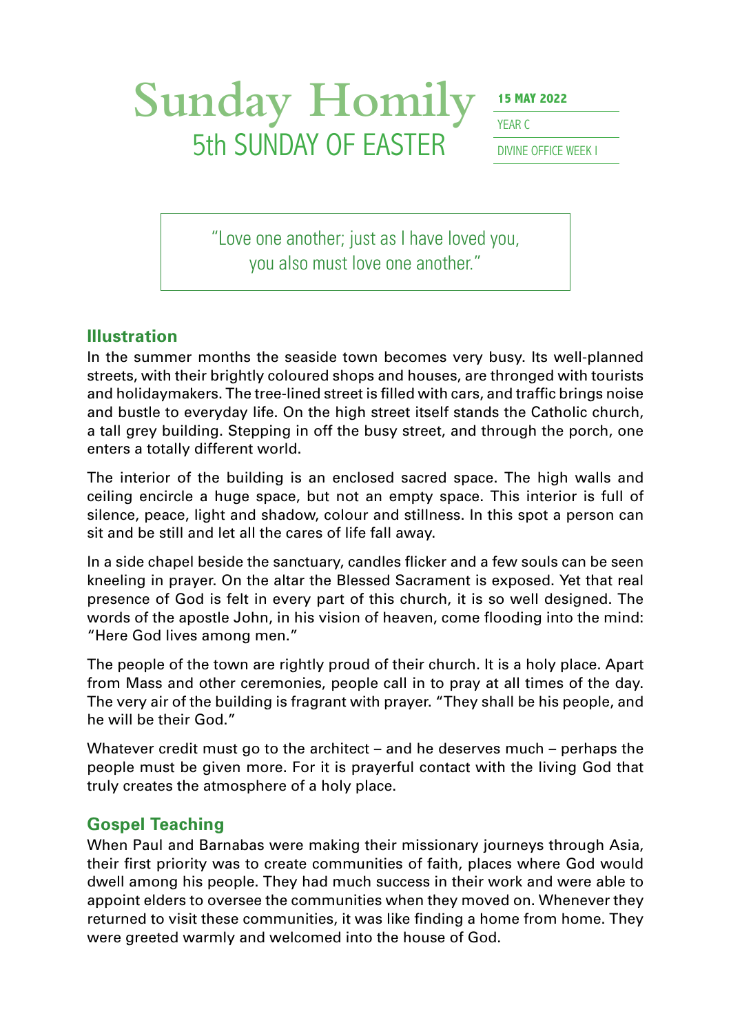# Sunday Homily
## 5th SUNDAY OF EASTER

**15 MAY 2022**
YEAR C
DIVINE OFFICE WEEK I

> "Love one another; just as I have loved you, you also must love one another."

### Illustration

In the summer months the seaside town becomes very busy. Its well-planned streets, with their brightly coloured shops and houses, are thronged with tourists and holidaymakers. The tree-lined street is filled with cars, and traffic brings noise and bustle to everyday life. On the high street itself stands the Catholic church, a tall grey building. Stepping in off the busy street, and through the porch, one enters a totally different world.

The interior of the building is an enclosed sacred space. The high walls and ceiling encircle a huge space, but not an empty space. This interior is full of silence, peace, light and shadow, colour and stillness. In this spot a person can sit and be still and let all the cares of life fall away.

In a side chapel beside the sanctuary, candles flicker and a few souls can be seen kneeling in prayer. On the altar the Blessed Sacrament is exposed. Yet that real presence of God is felt in every part of this church, it is so well designed. The words of the apostle John, in his vision of heaven, come flooding into the mind: "Here God lives among men."

The people of the town are rightly proud of their church. It is a holy place. Apart from Mass and other ceremonies, people call in to pray at all times of the day. The very air of the building is fragrant with prayer. "They shall be his people, and he will be their God."

Whatever credit must go to the architect – and he deserves much – perhaps the people must be given more. For it is prayerful contact with the living God that truly creates the atmosphere of a holy place.

### Gospel Teaching

When Paul and Barnabas were making their missionary journeys through Asia, their first priority was to create communities of faith, places where God would dwell among his people. They had much success in their work and were able to appoint elders to oversee the communities when they moved on. Whenever they returned to visit these communities, it was like finding a home from home. They were greeted warmly and welcomed into the house of God.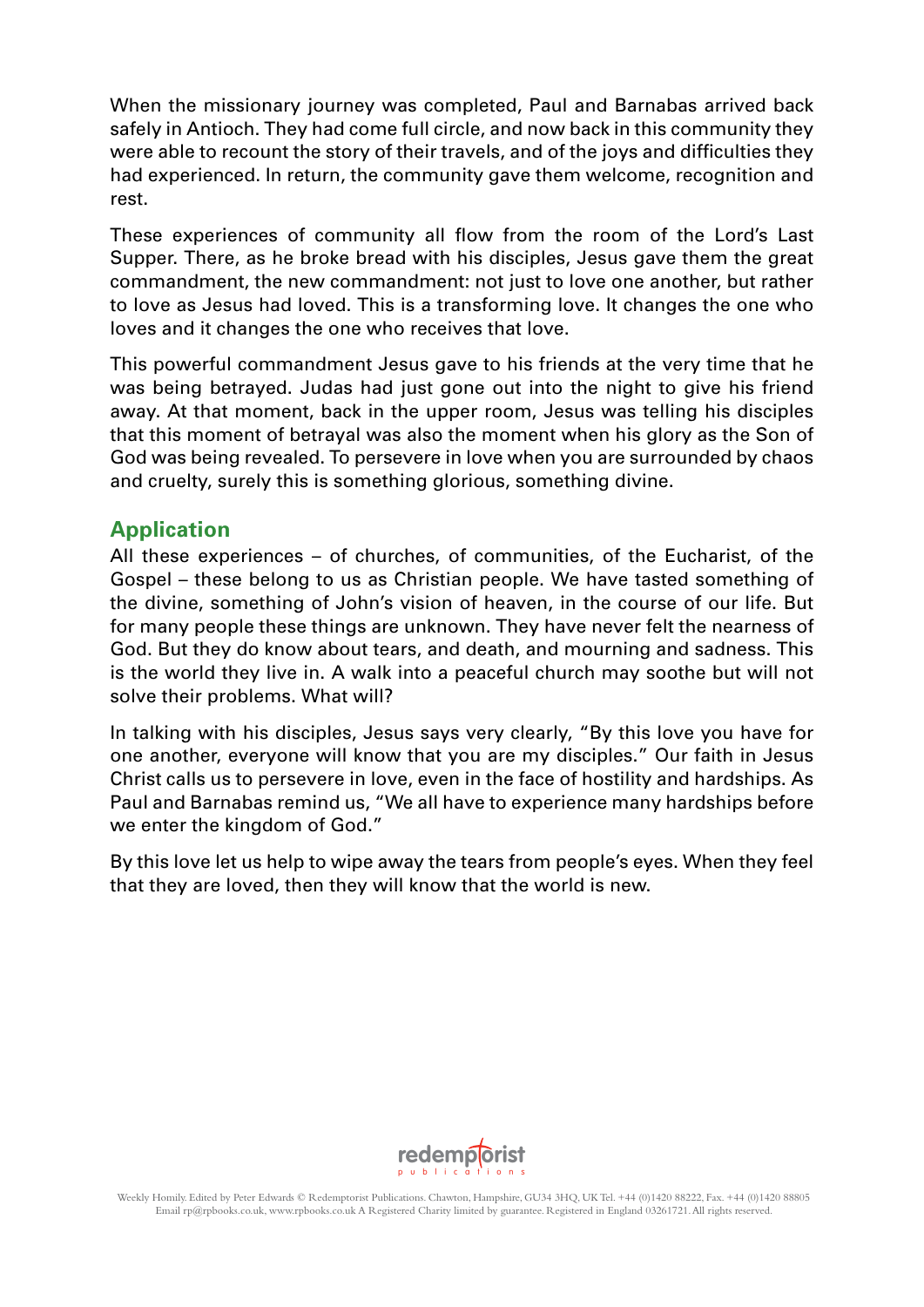When the missionary journey was completed, Paul and Barnabas arrived back safely in Antioch. They had come full circle, and now back in this community they were able to recount the story of their travels, and of the joys and difficulties they had experienced. In return, the community gave them welcome, recognition and rest.

These experiences of community all flow from the room of the Lord's Last Supper. There, as he broke bread with his disciples, Jesus gave them the great commandment, the new commandment: not just to love one another, but rather to love as Jesus had loved. This is a transforming love. It changes the one who loves and it changes the one who receives that love.

This powerful commandment Jesus gave to his friends at the very time that he was being betrayed. Judas had just gone out into the night to give his friend away. At that moment, back in the upper room, Jesus was telling his disciples that this moment of betrayal was also the moment when his glory as the Son of God was being revealed. To persevere in love when you are surrounded by chaos and cruelty, surely this is something glorious, something divine.

## Application

All these experiences – of churches, of communities, of the Eucharist, of the Gospel – these belong to us as Christian people. We have tasted something of the divine, something of John's vision of heaven, in the course of our life. But for many people these things are unknown. They have never felt the nearness of God. But they do know about tears, and death, and mourning and sadness. This is the world they live in. A walk into a peaceful church may soothe but will not solve their problems. What will?

In talking with his disciples, Jesus says very clearly, "By this love you have for one another, everyone will know that you are my disciples." Our faith in Jesus Christ calls us to persevere in love, even in the face of hostility and hardships. As Paul and Barnabas remind us, "We all have to experience many hardships before we enter the kingdom of God."

By this love let us help to wipe away the tears from people's eyes. When they feel that they are loved, then they will know that the world is new.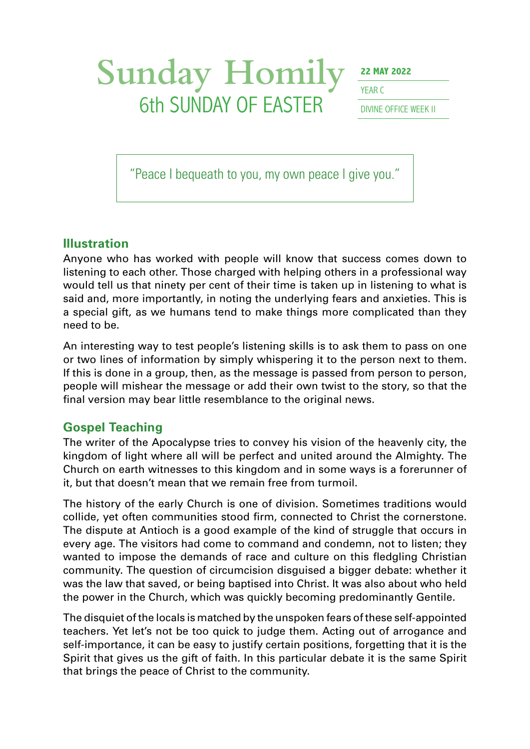# Sunday Homily

## 6th SUNDAY OF EASTER

**22 MAY 2022**

YEAR C

DIVINE OFFICE WEEK II

> "Peace I bequeath to you, my own peace I give you."

## Illustration

Anyone who has worked with people will know that success comes down to listening to each other. Those charged with helping others in a professional way would tell us that ninety per cent of their time is taken up in listening to what is said and, more importantly, in noting the underlying fears and anxieties. This is a special gift, as we humans tend to make things more complicated than they need to be.

An interesting way to test people's listening skills is to ask them to pass on one or two lines of information by simply whispering it to the person next to them. If this is done in a group, then, as the message is passed from person to person, people will mishear the message or add their own twist to the story, so that the final version may bear little resemblance to the original news.

## Gospel Teaching

The writer of the Apocalypse tries to convey his vision of the heavenly city, the kingdom of light where all will be perfect and united around the Almighty. The Church on earth witnesses to this kingdom and in some ways is a forerunner of it, but that doesn't mean that we remain free from turmoil.

The history of the early Church is one of division. Sometimes traditions would collide, yet often communities stood firm, connected to Christ the cornerstone. The dispute at Antioch is a good example of the kind of struggle that occurs in every age. The visitors had come to command and condemn, not to listen; they wanted to impose the demands of race and culture on this fledgling Christian community. The question of circumcision disguised a bigger debate: whether it was the law that saved, or being baptised into Christ. It was also about who held the power in the Church, which was quickly becoming predominantly Gentile.

The disquiet of the locals is matched by the unspoken fears of these self-appointed teachers. Yet let's not be too quick to judge them. Acting out of arrogance and self-importance, it can be easy to justify certain positions, forgetting that it is the Spirit that gives us the gift of faith. In this particular debate it is the same Spirit that brings the peace of Christ to the community.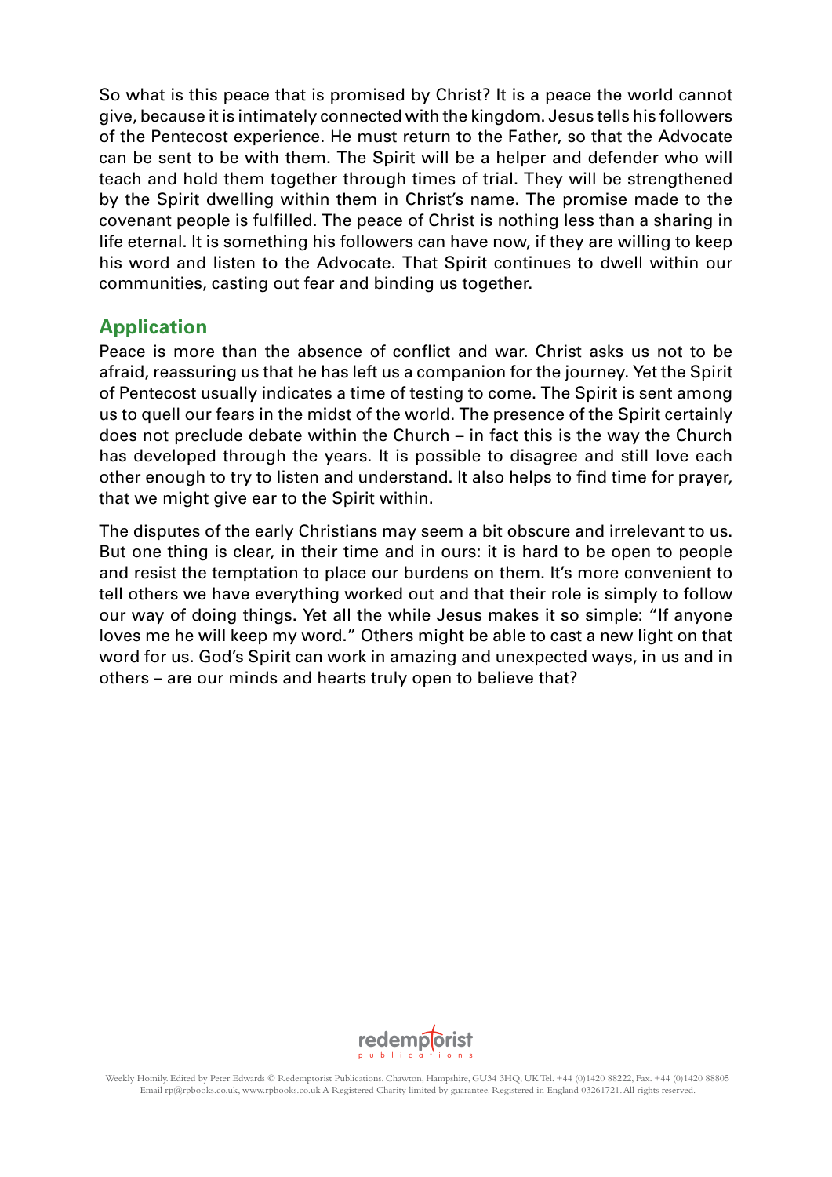So what is this peace that is promised by Christ? It is a peace the world cannot give, because it is intimately connected with the kingdom. Jesus tells his followers of the Pentecost experience. He must return to the Father, so that the Advocate can be sent to be with them. The Spirit will be a helper and defender who will teach and hold them together through times of trial. They will be strengthened by the Spirit dwelling within them in Christ's name. The promise made to the covenant people is fulfilled. The peace of Christ is nothing less than a sharing in life eternal. It is something his followers can have now, if they are willing to keep his word and listen to the Advocate. That Spirit continues to dwell within our communities, casting out fear and binding us together.

## Application

Peace is more than the absence of conflict and war. Christ asks us not to be afraid, reassuring us that he has left us a companion for the journey. Yet the Spirit of Pentecost usually indicates a time of testing to come. The Spirit is sent among us to quell our fears in the midst of the world. The presence of the Spirit certainly does not preclude debate within the Church – in fact this is the way the Church has developed through the years. It is possible to disagree and still love each other enough to try to listen and understand. It also helps to find time for prayer, that we might give ear to the Spirit within.

The disputes of the early Christians may seem a bit obscure and irrelevant to us. But one thing is clear, in their time and in ours: it is hard to be open to people and resist the temptation to place our burdens on them. It's more convenient to tell others we have everything worked out and that their role is simply to follow our way of doing things. Yet all the while Jesus makes it so simple: "If anyone loves me he will keep my word." Others might be able to cast a new light on that word for us. God's Spirit can work in amazing and unexpected ways, in us and in others – are our minds and hearts truly open to believe that?

redemptorist publications

Weekly Homily. Edited by Peter Edwards © Redemptorist Publications. Chawton, Hampshire, GU34 3HQ, UK Tel. +44 (0)1420 88222, Fax. +44 (0)1420 88805 Email rp@rpbooks.co.uk, www.rpbooks.co.uk A Registered Charity limited by guarantee. Registered in England 03261721. All rights reserved.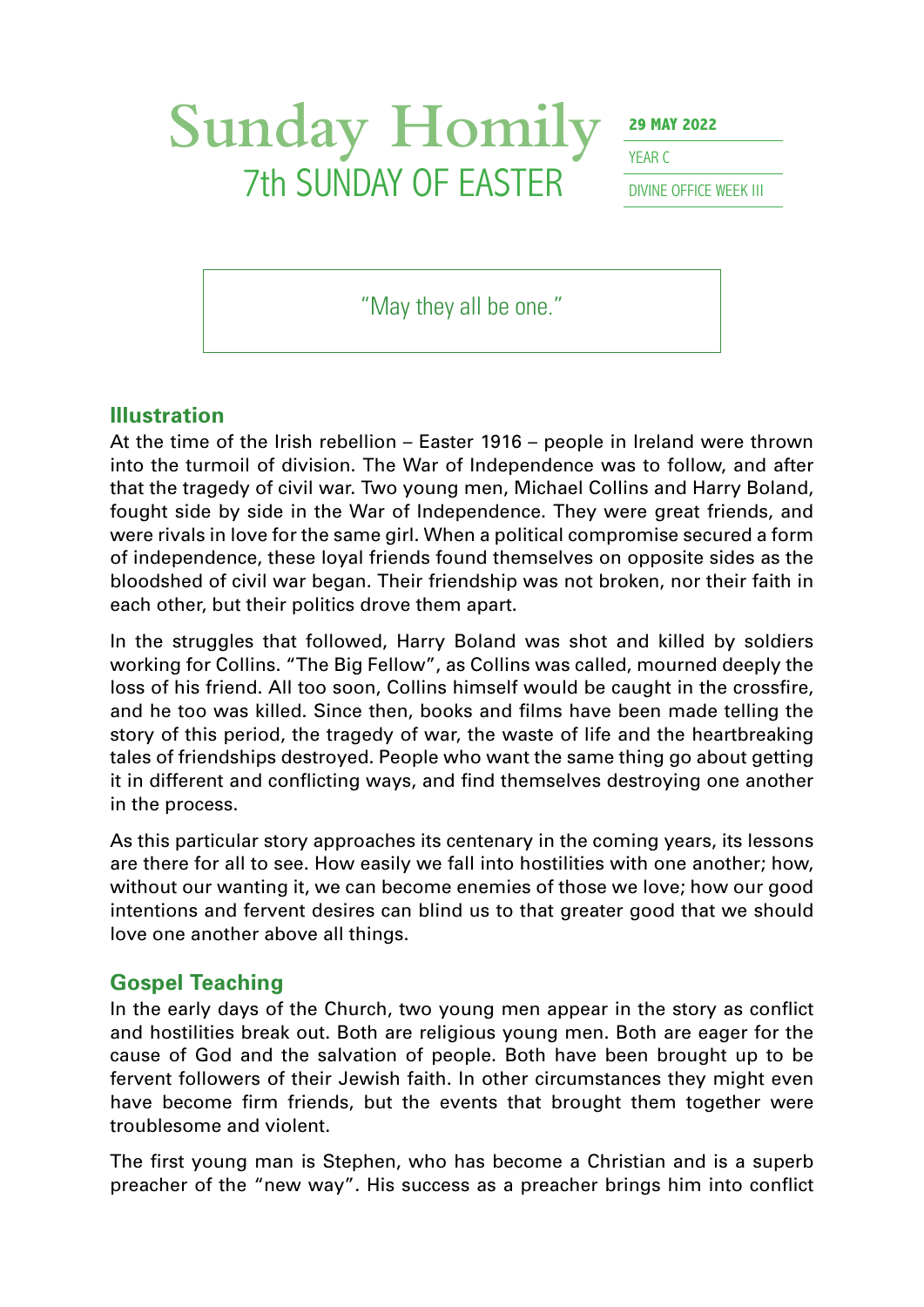# Sunday Homily

## 7th SUNDAY OF EASTER

**29 MAY 2022**

YEAR C

DIVINE OFFICE WEEK III

"May they all be one."

### Illustration

At the time of the Irish rebellion – Easter 1916 – people in Ireland were thrown into the turmoil of division. The War of Independence was to follow, and after that the tragedy of civil war. Two young men, Michael Collins and Harry Boland, fought side by side in the War of Independence. They were great friends, and were rivals in love for the same girl. When a political compromise secured a form of independence, these loyal friends found themselves on opposite sides as the bloodshed of civil war began. Their friendship was not broken, nor their faith in each other, but their politics drove them apart.

In the struggles that followed, Harry Boland was shot and killed by soldiers working for Collins. "The Big Fellow", as Collins was called, mourned deeply the loss of his friend. All too soon, Collins himself would be caught in the crossfire, and he too was killed. Since then, books and films have been made telling the story of this period, the tragedy of war, the waste of life and the heartbreaking tales of friendships destroyed. People who want the same thing go about getting it in different and conflicting ways, and find themselves destroying one another in the process.

As this particular story approaches its centenary in the coming years, its lessons are there for all to see. How easily we fall into hostilities with one another; how, without our wanting it, we can become enemies of those we love; how our good intentions and fervent desires can blind us to that greater good that we should love one another above all things.

### Gospel Teaching

In the early days of the Church, two young men appear in the story as conflict and hostilities break out. Both are religious young men. Both are eager for the cause of God and the salvation of people. Both have been brought up to be fervent followers of their Jewish faith. In other circumstances they might even have become firm friends, but the events that brought them together were troublesome and violent.

The first young man is Stephen, who has become a Christian and is a superb preacher of the "new way". His success as a preacher brings him into conflict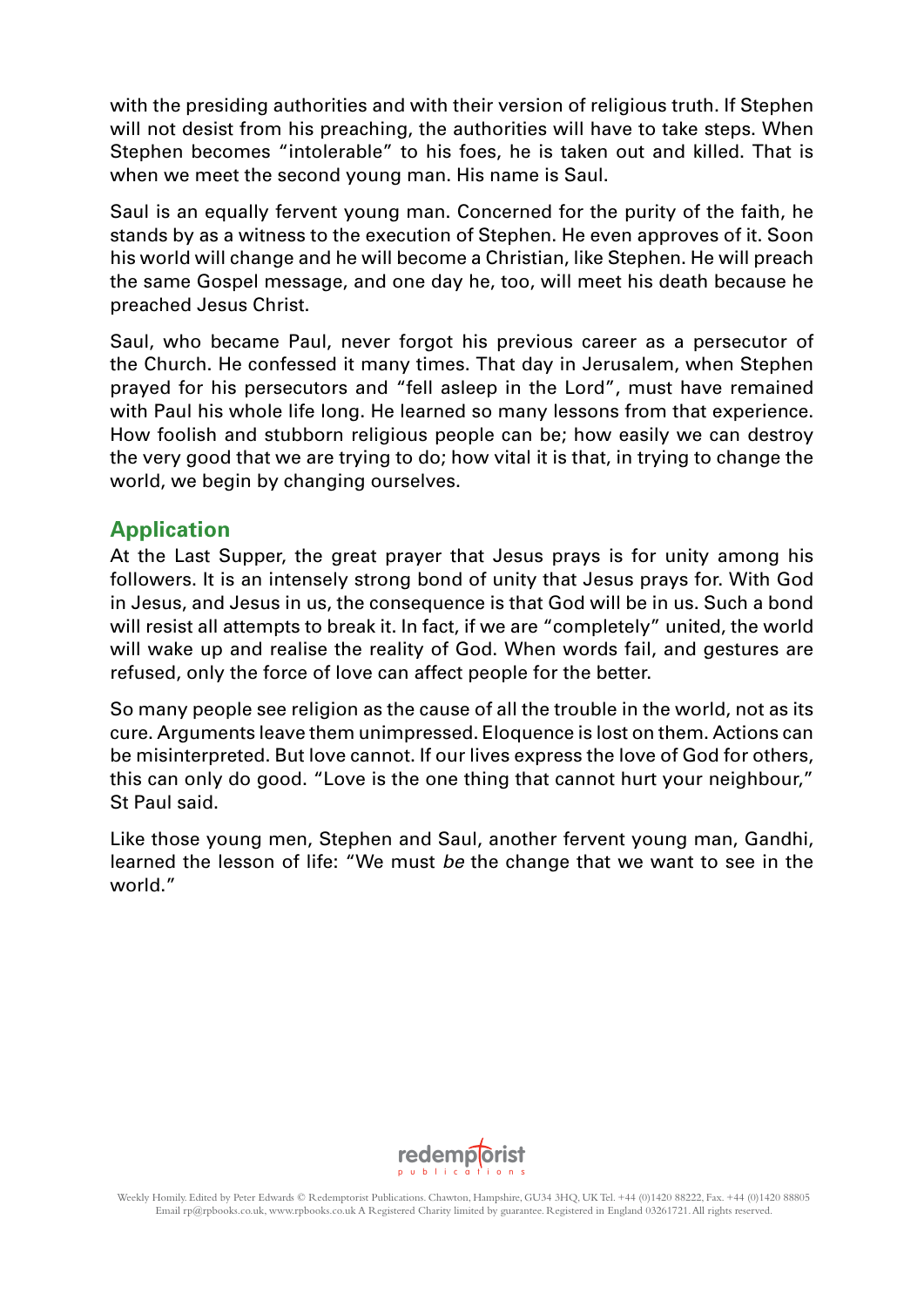with the presiding authorities and with their version of religious truth. If Stephen will not desist from his preaching, the authorities will have to take steps. When Stephen becomes "intolerable" to his foes, he is taken out and killed. That is when we meet the second young man. His name is Saul.

Saul is an equally fervent young man. Concerned for the purity of the faith, he stands by as a witness to the execution of Stephen. He even approves of it. Soon his world will change and he will become a Christian, like Stephen. He will preach the same Gospel message, and one day he, too, will meet his death because he preached Jesus Christ.

Saul, who became Paul, never forgot his previous career as a persecutor of the Church. He confessed it many times. That day in Jerusalem, when Stephen prayed for his persecutors and "fell asleep in the Lord", must have remained with Paul his whole life long. He learned so many lessons from that experience. How foolish and stubborn religious people can be; how easily we can destroy the very good that we are trying to do; how vital it is that, in trying to change the world, we begin by changing ourselves.

## Application

At the Last Supper, the great prayer that Jesus prays is for unity among his followers. It is an intensely strong bond of unity that Jesus prays for. With God in Jesus, and Jesus in us, the consequence is that God will be in us. Such a bond will resist all attempts to break it. In fact, if we are "completely" united, the world will wake up and realise the reality of God. When words fail, and gestures are refused, only the force of love can affect people for the better.

So many people see religion as the cause of all the trouble in the world, not as its cure. Arguments leave them unimpressed. Eloquence is lost on them. Actions can be misinterpreted. But love cannot. If our lives express the love of God for others, this can only do good. "Love is the one thing that cannot hurt your neighbour," St Paul said.

Like those young men, Stephen and Saul, another fervent young man, Gandhi, learned the lesson of life: "We must *be* the change that we want to see in the world."

redemptorist publications

Weekly Homily. Edited by Peter Edwards © Redemptorist Publications. Chawton, Hampshire, GU34 3HQ, UK Tel. +44 (0)1420 88222, Fax. +44 (0)1420 88805 Email rp@rpbooks.co.uk, www.rpbooks.co.uk A Registered Charity limited by guarantee. Registered in England 03261721. All rights reserved.